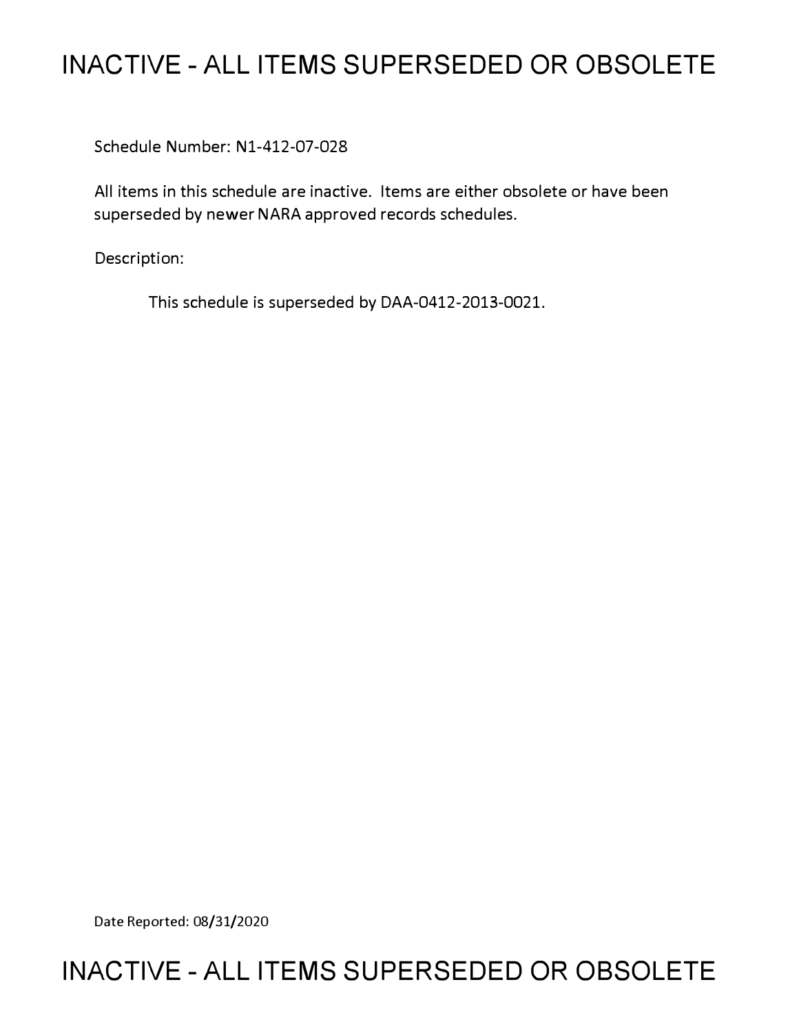# INACTIVE - ALL ITEMS SUPERSEDED OR OBSOLETE

Schedule Number: N1-412-07-028

All items in this schedule are inactive. Items are either obsolete or have been superseded by newer NARA approved records schedules.

Description:

This schedule is superseded by DAA-0412-2013-0021.

Date Reported: 08/31/2020

# INACTIVE - ALL ITEMS SUPERSEDED OR OBSOLETE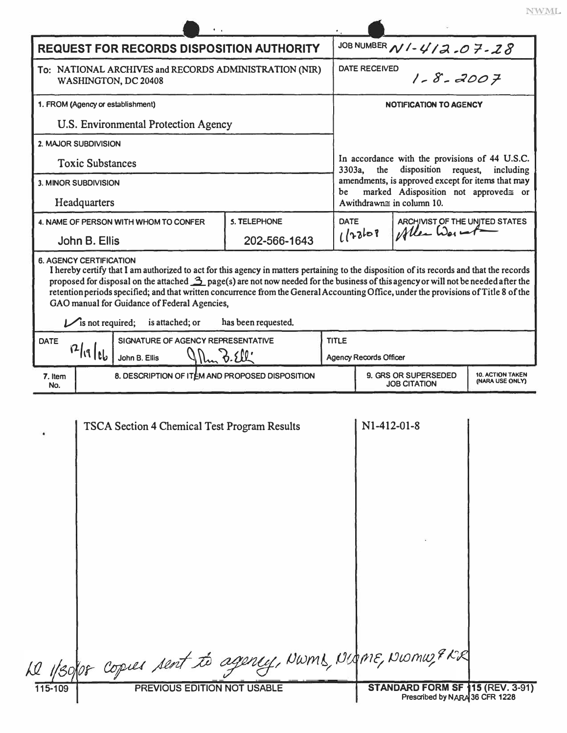| REQUEST FOR RECORDS DISPOSITION AUTHORITY | | | JOB NUMBER N1-412-07-28 | |
|---|---|---|---|---|
| To: NATIONAL ARCHIVES and RECORDS ADMINISTRATION (NIR) WASHINGTON, DC 20408 | | | DATE RECEIVED 1-8-2007 | |
| 1. FROM (Agency or establishment) U.S. Environmental Protection Agency | | | NOTIFICATION TO AGENCY | |
| 2. MAJOR SUBDIVISION Toxic Substances | | | In accordance with the provisions of 44 U.S.C. 3303a, the disposition request, including amendments, is approved except for items that may be marked Adisposition not approved≅ or Awithdrawn≅ in column 10. | |
| 3. MINOR SUBDIVISION Headquarters | | | | |
| 4. NAME OF PERSON WITH WHOM TO CONFER John B. Ellis | 5. TELEPHONE 202-566-1643 | | DATE 1/23/08 | ARCHIVIST OF THE UNITED STATES Allen Weinstein |

**6. AGENCY CERTIFICATION**

I hereby certify that I am authorized to act for this agency in matters pertaining to the disposition of its records and that the records proposed for disposal on the attached 3 page(s) are not now needed for the business of this agency or will not be needed after the retention periods specified; and that written concurrence from the General Accounting Office, under the provisions of Title 8 of the GAO manual for Guidance of Federal Agencies,

✓ is not required; is attached; or has been requested.

| DATE | SIGNATURE OF AGENCY REPRESENTATIVE | TITLE |
|---|---|---|
| 12/19/06 | John B. Ellis | Agency Records Officer |

| 7. Item No. | 8. DESCRIPTION OF ITEM AND PROPOSED DISPOSITION | 9. GRS OR SUPERSEDED JOB CITATION | 10. ACTION TAKEN (NARA USE ONLY) |
|---|---|---|---|
| | TSCA Section 4 Chemical Test Program Results | N1-412-01-8 | |

LL 1/30/08 copies sent to agency, NWMD, NWME, NWMW & RR

115-109 PREVIOUS EDITION NOT USABLE

STANDARD FORM SF 115 (REV. 3-91) Prescribed by NARA 36 CFR 1228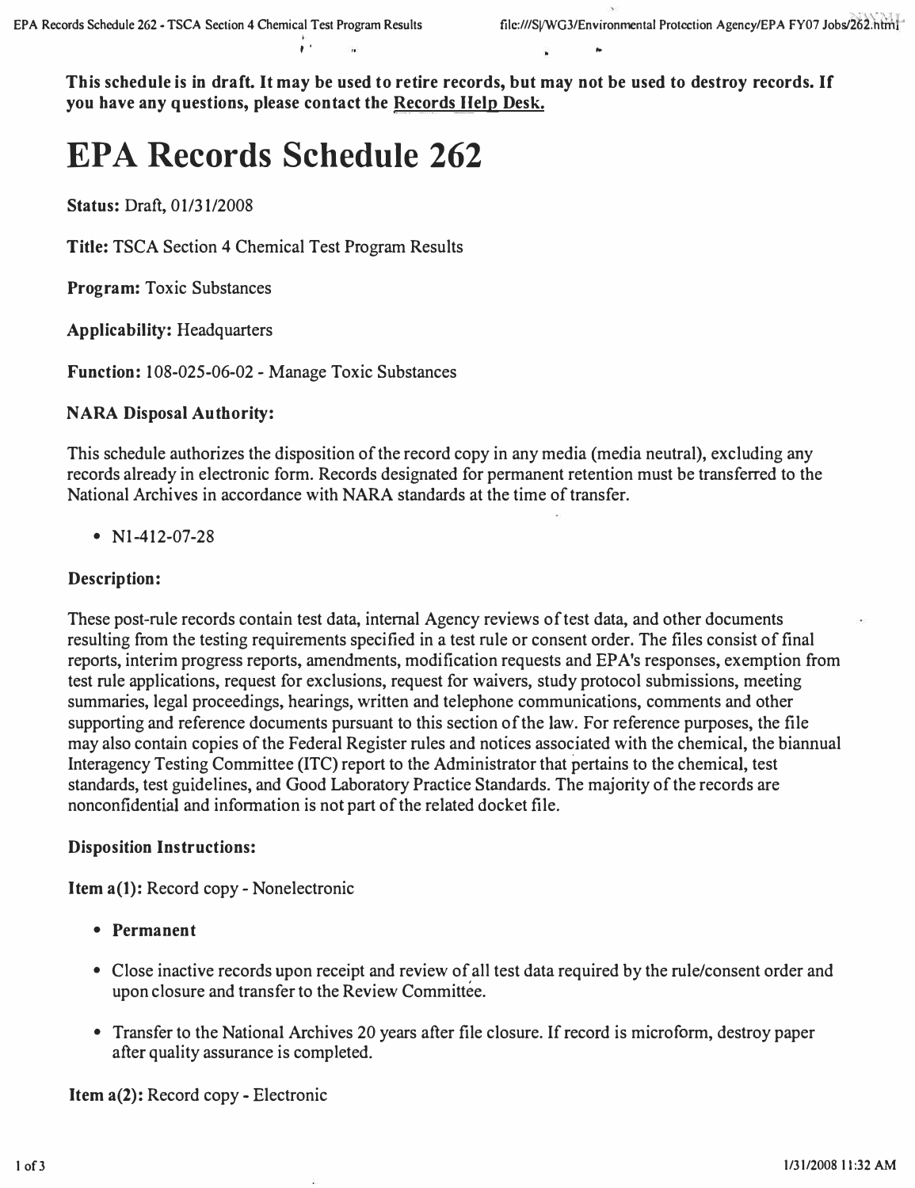**This schedule is in draft. It may be used to retire records, but may not be used to destroy records. If you have any questions, please contact the Records Help Desk.**

# EPA Records Schedule 262

**Status:** Draft, 01/31/2008

**Title:** TSCA Section 4 Chemical Test Program Results

**Program:** Toxic Substances

**Applicability:** Headquarters

**Function:** 108-025-06-02 - Manage Toxic Substances

**NARA Disposal Authority:**

This schedule authorizes the disposition of the record copy in any media (media neutral), excluding any records already in electronic form. Records designated for permanent retention must be transferred to the National Archives in accordance with NARA standards at the time of transfer.

- N1-412-07-28

**Description:**

These post-rule records contain test data, internal Agency reviews of test data, and other documents resulting from the testing requirements specified in a test rule or consent order. The files consist of final reports, interim progress reports, amendments, modification requests and EPA's responses, exemption from test rule applications, request for exclusions, request for waivers, study protocol submissions, meeting summaries, legal proceedings, hearings, written and telephone communications, comments and other supporting and reference documents pursuant to this section of the law. For reference purposes, the file may also contain copies of the Federal Register rules and notices associated with the chemical, the biannual Interagency Testing Committee (ITC) report to the Administrator that pertains to the chemical, test standards, test guidelines, and Good Laboratory Practice Standards. The majority of the records are nonconfidential and information is not part of the related docket file.

**Disposition Instructions:**

**Item a(1):** Record copy - Nonelectronic

- **Permanent**
- Close inactive records upon receipt and review of all test data required by the rule/consent order and upon closure and transfer to the Review Committee.
- Transfer to the National Archives 20 years after file closure. If record is microform, destroy paper after quality assurance is completed.

**Item a(2):** Record copy - Electronic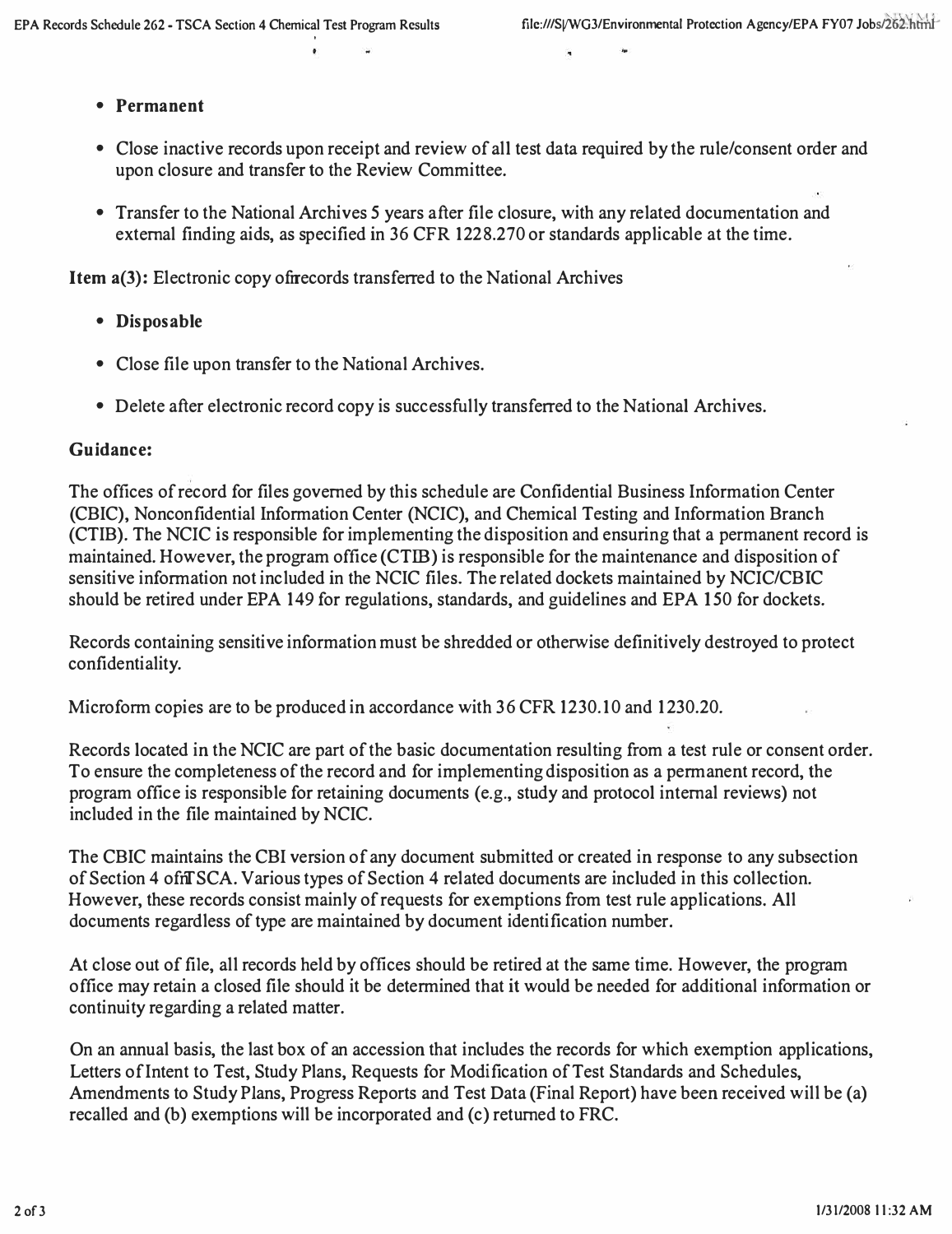- **Permanent**
- Close inactive records upon receipt and review of all test data required by the rule/consent order and upon closure and transfer to the Review Committee.
- Transfer to the National Archives 5 years after file closure, with any related documentation and external finding aids, as specified in 36 CFR 1228.270 or standards applicable at the time.

**Item a(3):** Electronic copy ofrecords transferred to the National Archives

- **Disposable**
- Close file upon transfer to the National Archives.
- Delete after electronic record copy is successfully transferred to the National Archives.

**Guidance:**

The offices of record for files governed by this schedule are Confidential Business Information Center (CBIC), Nonconfidential Information Center (NCIC), and Chemical Testing and Information Branch (CTIB). The NCIC is responsible for implementing the disposition and ensuring that a permanent record is maintained. However, the program office (CTIB) is responsible for the maintenance and disposition of sensitive information not included in the NCIC files. The related dockets maintained by NCIC/CBIC should be retired under EPA 149 for regulations, standards, and guidelines and EPA 150 for dockets.

Records containing sensitive information must be shredded or otherwise definitively destroyed to protect confidentiality.

Microform copies are to be produced in accordance with 36 CFR 1230.10 and 1230.20.

Records located in the NCIC are part of the basic documentation resulting from a test rule or consent order. To ensure the completeness of the record and for implementing disposition as a permanent record, the program office is responsible for retaining documents (e.g., study and protocol internal reviews) not included in the file maintained by NCIC.

The CBIC maintains the CBI version of any document submitted or created in response to any subsection of Section 4 ofTSCA. Various types of Section 4 related documents are included in this collection. However, these records consist mainly of requests for exemptions from test rule applications. All documents regardless of type are maintained by document identification number.

At close out of file, all records held by offices should be retired at the same time. However, the program office may retain a closed file should it be determined that it would be needed for additional information or continuity regarding a related matter.

On an annual basis, the last box of an accession that includes the records for which exemption applications, Letters of Intent to Test, Study Plans, Requests for Modification of Test Standards and Schedules, Amendments to Study Plans, Progress Reports and Test Data (Final Report) have been received will be (a) recalled and (b) exemptions will be incorporated and (c) returned to FRC.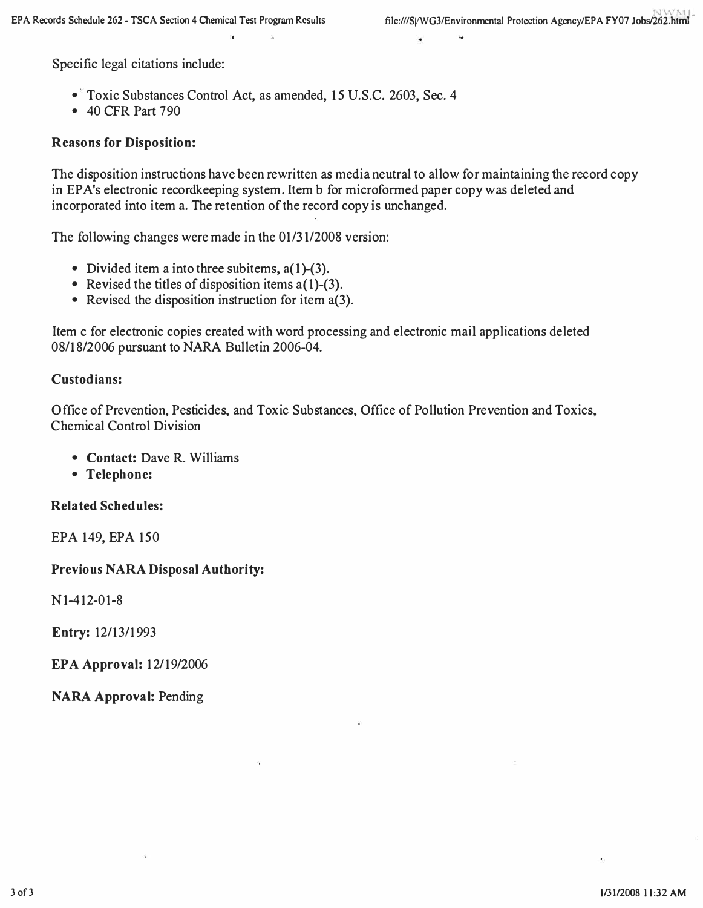Specific legal citations include:

- Toxic Substances Control Act, as amended, 15 U.S.C. 2603, Sec. 4
- 40 CFR Part 790

**Reasons for Disposition:**

The disposition instructions have been rewritten as media neutral to allow for maintaining the record copy in EPA's electronic recordkeeping system. Item b for microformed paper copy was deleted and incorporated into item a. The retention of the record copy is unchanged.

The following changes were made in the 01/31/2008 version:

- Divided item a into three subitems, a(1)-(3).
- Revised the titles of disposition items a(1)-(3).
- Revised the disposition instruction for item a(3).

Item c for electronic copies created with word processing and electronic mail applications deleted 08/18/2006 pursuant to NARA Bulletin 2006-04.

**Custodians:**

Office of Prevention, Pesticides, and Toxic Substances, Office of Pollution Prevention and Toxics, Chemical Control Division

- **Contact:** Dave R. Williams
- **Telephone:**

**Related Schedules:**

EPA 149, EPA 150

**Previous NARA Disposal Authority:**

N1-412-01-8

**Entry:** 12/13/1993

**EPA Approval:** 12/19/2006

**NARA Approval:** Pending